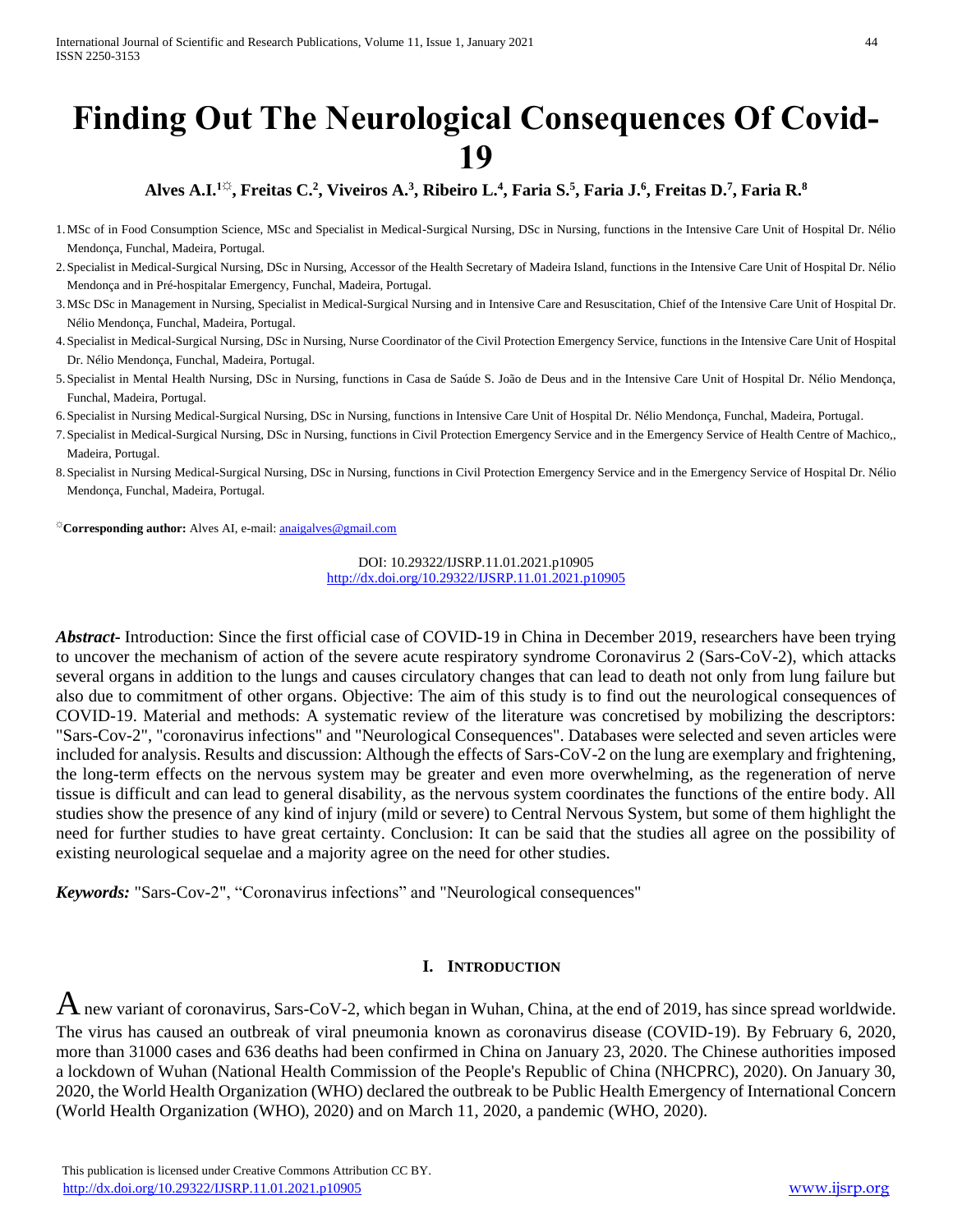# Finding Out The Neurological Consequences Of Covid-19

**Alves A.I.[1☼], Freitas C.[2], Viveiros A.[3], Ribeiro L.[4], Faria S.[5], Faria J.[6], Freitas D.[7], Faria R.[8]**

1. MSc of in Food Consumption Science, MSc and Specialist in Medical-Surgical Nursing, DSc in Nursing, functions in the Intensive Care Unit of Hospital Dr. Nélio Mendonça, Funchal, Madeira, Portugal.
2. Specialist in Medical-Surgical Nursing, DSc in Nursing, Accessor of the Health Secretary of Madeira Island, functions in the Intensive Care Unit of Hospital Dr. Nélio Mendonça and in Pré-hospitalar Emergency, Funchal, Madeira, Portugal.
3. MSc DSc in Management in Nursing, Specialist in Medical-Surgical Nursing and in Intensive Care and Resuscitation, Chief of the Intensive Care Unit of Hospital Dr. Nélio Mendonça, Funchal, Madeira, Portugal.
4. Specialist in Medical-Surgical Nursing, DSc in Nursing, Nurse Coordinator of the Civil Protection Emergency Service, functions in the Intensive Care Unit of Hospital Dr. Nélio Mendonça, Funchal, Madeira, Portugal.
5. Specialist in Mental Health Nursing, DSc in Nursing, functions in Casa de Saúde S. João de Deus and in the Intensive Care Unit of Hospital Dr. Nélio Mendonça, Funchal, Madeira, Portugal.
6. Specialist in Nursing Medical-Surgical Nursing, DSc in Nursing, functions in Intensive Care Unit of Hospital Dr. Nélio Mendonça, Funchal, Madeira, Portugal.
7. Specialist in Medical-Surgical Nursing, DSc in Nursing, functions in Civil Protection Emergency Service and in the Emergency Service of Health Centre of Machico,, Madeira, Portugal.
8. Specialist in Nursing Medical-Surgical Nursing, DSc in Nursing, functions in Civil Protection Emergency Service and in the Emergency Service of Hospital Dr. Nélio Mendonça, Funchal, Madeira, Portugal.

[☼]**Corresponding author:** Alves AI, e-mail: anaigalves@gmail.com

DOI: 10.29322/IJSRP.11.01.2021.p10905
http://dx.doi.org/10.29322/IJSRP.11.01.2021.p10905

***Abstract-*** Introduction: Since the first official case of COVID-19 in China in December 2019, researchers have been trying to uncover the mechanism of action of the severe acute respiratory syndrome Coronavirus 2 (Sars-CoV-2), which attacks several organs in addition to the lungs and causes circulatory changes that can lead to death not only from lung failure but also due to commitment of other organs. Objective: The aim of this study is to find out the neurological consequences of COVID-19. Material and methods: A systematic review of the literature was concretised by mobilizing the descriptors: "Sars-Cov-2", "coronavirus infections" and "Neurological Consequences". Databases were selected and seven articles were included for analysis. Results and discussion: Although the effects of Sars-CoV-2 on the lung are exemplary and frightening, the long-term effects on the nervous system may be greater and even more overwhelming, as the regeneration of nerve tissue is difficult and can lead to general disability, as the nervous system coordinates the functions of the entire body. All studies show the presence of any kind of injury (mild or severe) to Central Nervous System, but some of them highlight the need for further studies to have great certainty. Conclusion: It can be said that the studies all agree on the possibility of existing neurological sequelae and a majority agree on the need for other studies.

***Keywords:*** "Sars-Cov-2", "Coronavirus infections" and "Neurological consequences"

## I. Introduction

A new variant of coronavirus, Sars-CoV-2, which began in Wuhan, China, at the end of 2019, has since spread worldwide. The virus has caused an outbreak of viral pneumonia known as coronavirus disease (COVID-19). By February 6, 2020, more than 31000 cases and 636 deaths had been confirmed in China on January 23, 2020. The Chinese authorities imposed a lockdown of Wuhan (National Health Commission of the People's Republic of China (NHCPRC), 2020). On January 30, 2020, the World Health Organization (WHO) declared the outbreak to be Public Health Emergency of International Concern (World Health Organization (WHO), 2020) and on March 11, 2020, a pandemic (WHO, 2020).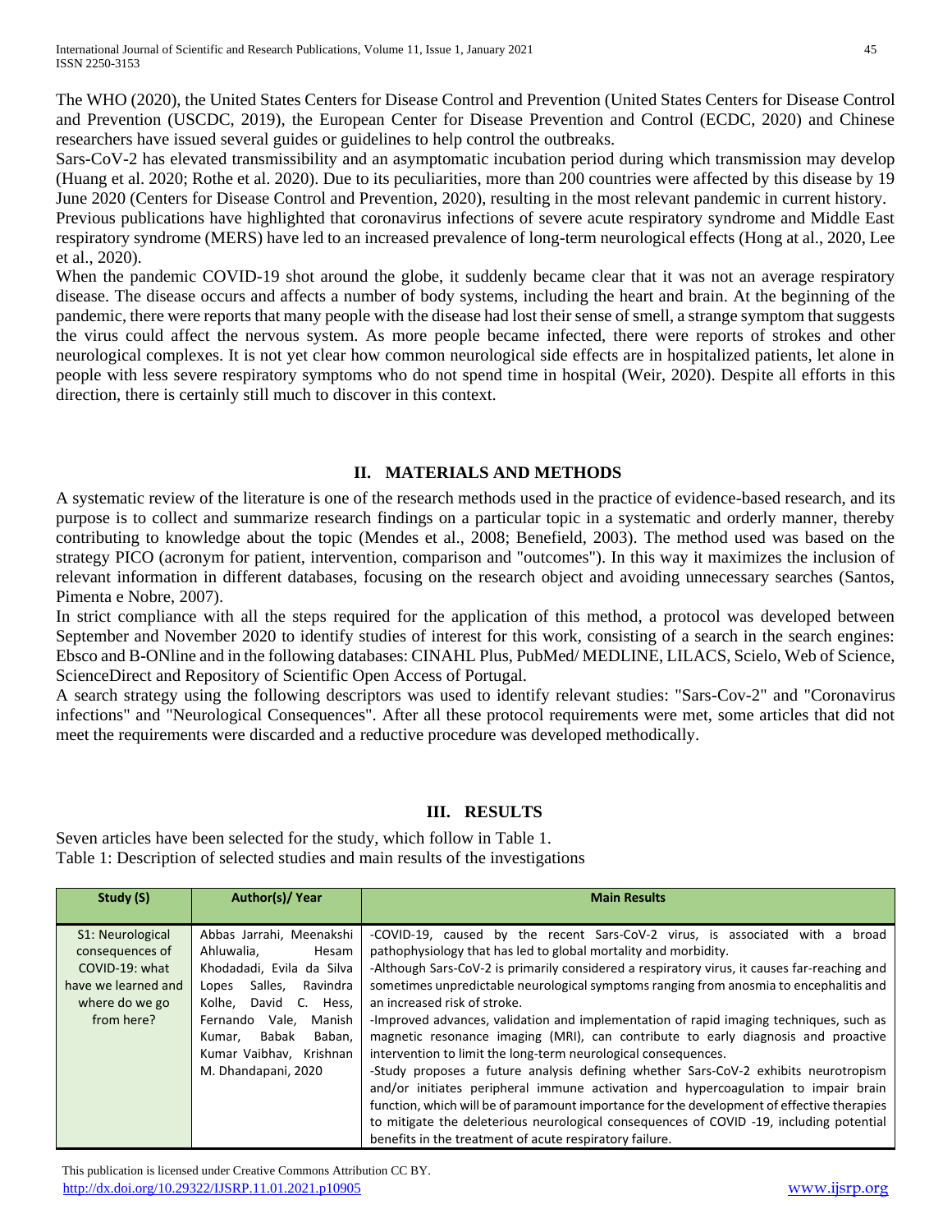The WHO (2020), the United States Centers for Disease Control and Prevention (United States Centers for Disease Control and Prevention (USCDC, 2019), the European Center for Disease Prevention and Control (ECDC, 2020) and Chinese researchers have issued several guides or guidelines to help control the outbreaks.

Sars-CoV-2 has elevated transmissibility and an asymptomatic incubation period during which transmission may develop (Huang et al. 2020; Rothe et al. 2020). Due to its peculiarities, more than 200 countries were affected by this disease by 19 June 2020 (Centers for Disease Control and Prevention, 2020), resulting in the most relevant pandemic in current history.

Previous publications have highlighted that coronavirus infections of severe acute respiratory syndrome and Middle East respiratory syndrome (MERS) have led to an increased prevalence of long-term neurological effects (Hong at al., 2020, Lee et al., 2020).

When the pandemic COVID-19 shot around the globe, it suddenly became clear that it was not an average respiratory disease. The disease occurs and affects a number of body systems, including the heart and brain. At the beginning of the pandemic, there were reports that many people with the disease had lost their sense of smell, a strange symptom that suggests the virus could affect the nervous system. As more people became infected, there were reports of strokes and other neurological complexes. It is not yet clear how common neurological side effects are in hospitalized patients, let alone in people with less severe respiratory symptoms who do not spend time in hospital (Weir, 2020). Despite all efforts in this direction, there is certainly still much to discover in this context.

## II. MATERIALS AND METHODS

A systematic review of the literature is one of the research methods used in the practice of evidence-based research, and its purpose is to collect and summarize research findings on a particular topic in a systematic and orderly manner, thereby contributing to knowledge about the topic (Mendes et al., 2008; Benefield, 2003). The method used was based on the strategy PICO (acronym for patient, intervention, comparison and "outcomes"). In this way it maximizes the inclusion of relevant information in different databases, focusing on the research object and avoiding unnecessary searches (Santos, Pimenta e Nobre, 2007).

In strict compliance with all the steps required for the application of this method, a protocol was developed between September and November 2020 to identify studies of interest for this work, consisting of a search in the search engines: Ebsco and B-ONline and in the following databases: CINAHL Plus, PubMed/ MEDLINE, LILACS, Scielo, Web of Science, ScienceDirect and Repository of Scientific Open Access of Portugal.

A search strategy using the following descriptors was used to identify relevant studies: "Sars-Cov-2" and "Coronavirus infections" and "Neurological Consequences". After all these protocol requirements were met, some articles that did not meet the requirements were discarded and a reductive procedure was developed methodically.

## III. RESULTS

Seven articles have been selected for the study, which follow in Table 1.

Table 1: Description of selected studies and main results of the investigations

| Study (S) | Author(s)/ Year | Main Results |
| --- | --- | --- |
| S1: Neurological consequences of COVID-19: what have we learned and where do we go from here? | Abbas Jarrahi, Meenakshi Ahluwalia, Hesam Khodadadi, Evila da Silva Lopes Salles, Ravindra Kolhe, David C. Hess, Fernando Vale, Manish Kumar, Babak Baban, Kumar Vaibhav, Krishnan M. Dhandapani, 2020 | -COVID-19, caused by the recent Sars-CoV-2 virus, is associated with a broad pathophysiology that has led to global mortality and morbidity.<br>-Although Sars-CoV-2 is primarily considered a respiratory virus, it causes far-reaching and sometimes unpredictable neurological symptoms ranging from anosmia to encephalitis and an increased risk of stroke.<br>-Improved advances, validation and implementation of rapid imaging techniques, such as magnetic resonance imaging (MRI), can contribute to early diagnosis and proactive intervention to limit the long-term neurological consequences.<br>-Study proposes a future analysis defining whether Sars-CoV-2 exhibits neurotropism and/or initiates peripheral immune activation and hypercoagulation to impair brain function, which will be of paramount importance for the development of effective therapies to mitigate the deleterious neurological consequences of COVID -19, including potential benefits in the treatment of acute respiratory failure. |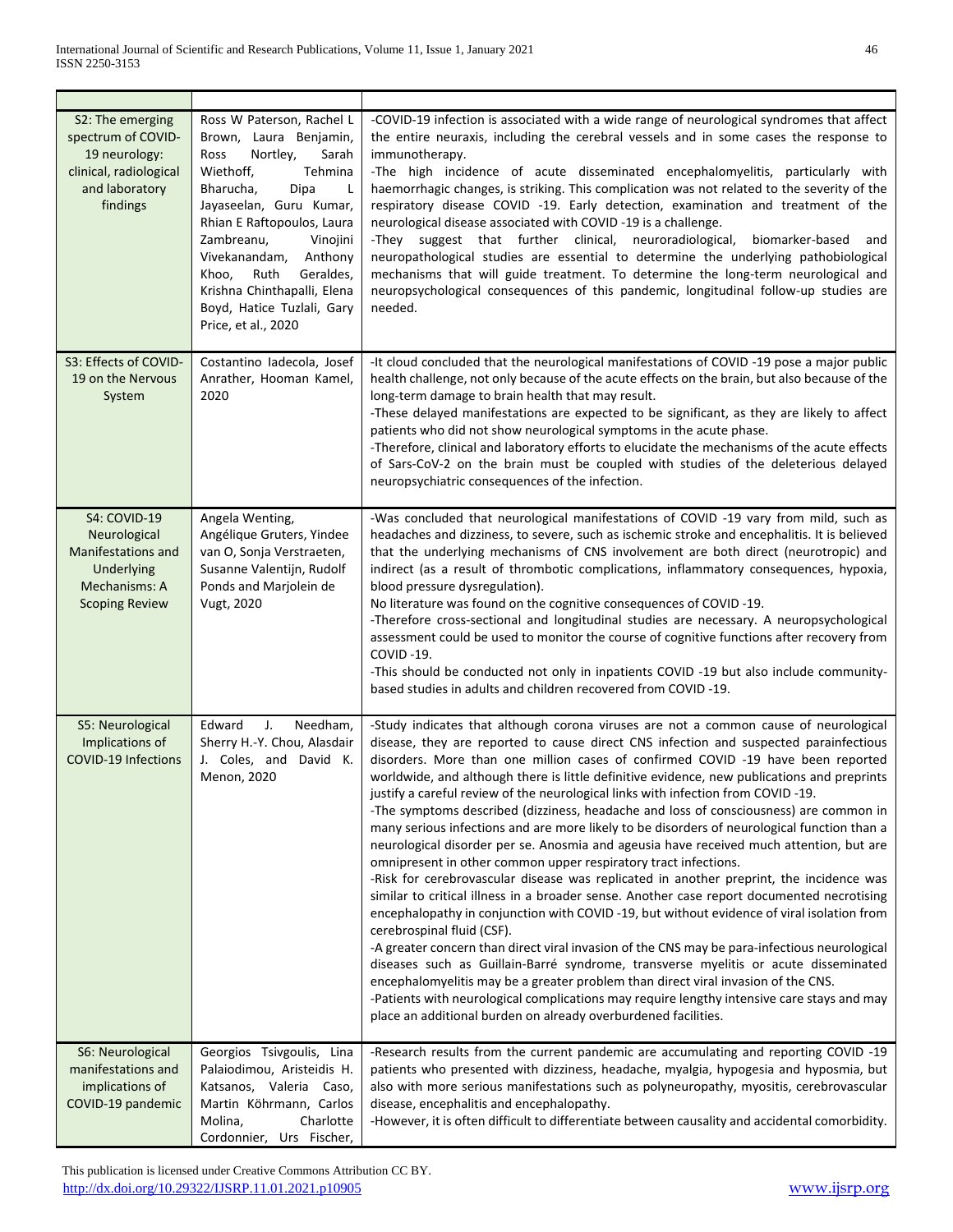| | | |
|---|---|---|
| S2: The emerging spectrum of COVID-19 neurology: clinical, radiological and laboratory findings | Ross W Paterson, Rachel L Brown, Laura Benjamin, Ross Nortley, Sarah Wiethoff, Tehmina Bharucha, Dipa L Jayaseelan, Guru Kumar, Rhian E Raftopoulos, Laura Zambreanu, Vinojini Vivekanandam, Anthony Khoo, Ruth Geraldes, Krishna Chinthapalli, Elena Boyd, Hatice Tuzlali, Gary Price, et al., 2020 | -COVID-19 infection is associated with a wide range of neurological syndromes that affect the entire neuraxis, including the cerebral vessels and in some cases the response to immunotherapy.<br>-The high incidence of acute disseminated encephalomyelitis, particularly with haemorrhagic changes, is striking. This complication was not related to the severity of the respiratory disease COVID -19. Early detection, examination and treatment of the neurological disease associated with COVID -19 is a challenge.<br>-They suggest that further clinical, neuroradiological, biomarker-based and neuropathological studies are essential to determine the underlying pathobiological mechanisms that will guide treatment. To determine the long-term neurological and neuropsychological consequences of this pandemic, longitudinal follow-up studies are needed. |
| S3: Effects of COVID-19 on the Nervous System | Costantino Iadecola, Josef Anrather, Hooman Kamel, 2020 | -It cloud concluded that the neurological manifestations of COVID -19 pose a major public health challenge, not only because of the acute effects on the brain, but also because of the long-term damage to brain health that may result.<br>-These delayed manifestations are expected to be significant, as they are likely to affect patients who did not show neurological symptoms in the acute phase.<br>-Therefore, clinical and laboratory efforts to elucidate the mechanisms of the acute effects of Sars-CoV-2 on the brain must be coupled with studies of the deleterious delayed neuropsychiatric consequences of the infection. |
| S4: COVID-19 Neurological Manifestations and Underlying Mechanisms: A Scoping Review | Angela Wenting, Angélique Gruters, Yindee van O, Sonja Verstraeten, Susanne Valentijn, Rudolf Ponds and Marjolein de Vugt, 2020 | -Was concluded that neurological manifestations of COVID -19 vary from mild, such as headaches and dizziness, to severe, such as ischemic stroke and encephalitis. It is believed that the underlying mechanisms of CNS involvement are both direct (neurotropic) and indirect (as a result of thrombotic complications, inflammatory consequences, hypoxia, blood pressure dysregulation).<br>No literature was found on the cognitive consequences of COVID -19.<br>-Therefore cross-sectional and longitudinal studies are necessary. A neuropsychological assessment could be used to monitor the course of cognitive functions after recovery from COVID -19.<br>-This should be conducted not only in inpatients COVID -19 but also include community-based studies in adults and children recovered from COVID -19. |
| S5: Neurological Implications of COVID-19 Infections | Edward J. Needham, Sherry H.-Y. Chou, Alasdair J. Coles, and David K. Menon, 2020 | -Study indicates that although corona viruses are not a common cause of neurological disease, they are reported to cause direct CNS infection and suspected parainfectious disorders. More than one million cases of confirmed COVID -19 have been reported worldwide, and although there is little definitive evidence, new publications and preprints justify a careful review of the neurological links with infection from COVID -19.<br>-The symptoms described (dizziness, headache and loss of consciousness) are common in many serious infections and are more likely to be disorders of neurological function than a neurological disorder per se. Anosmia and ageusia have received much attention, but are omnipresent in other common upper respiratory tract infections.<br>-Risk for cerebrovascular disease was replicated in another preprint, the incidence was similar to critical illness in a broader sense. Another case report documented necrotising encephalopathy in conjunction with COVID -19, but without evidence of viral isolation from cerebrospinal fluid (CSF).<br>-A greater concern than direct viral invasion of the CNS may be para-infectious neurological diseases such as Guillain-Barré syndrome, transverse myelitis or acute disseminated encephalomyelitis may be a greater problem than direct viral invasion of the CNS.<br>-Patients with neurological complications may require lengthy intensive care stays and may place an additional burden on already overburdened facilities. |
| S6: Neurological manifestations and implications of COVID-19 pandemic | Georgios Tsivgoulis, Lina Palaiodimou, Aristeidis H. Katsanos, Valeria Caso, Martin Köhrmann, Carlos Molina, Charlotte Cordonnier, Urs Fischer, | -Research results from the current pandemic are accumulating and reporting COVID -19 patients who presented with dizziness, headache, myalgia, hypogesia and hyposmia, but also with more serious manifestations such as polyneuropathy, myositis, cerebrovascular disease, encephalitis and encephalopathy.<br>-However, it is often difficult to differentiate between causality and accidental comorbidity. |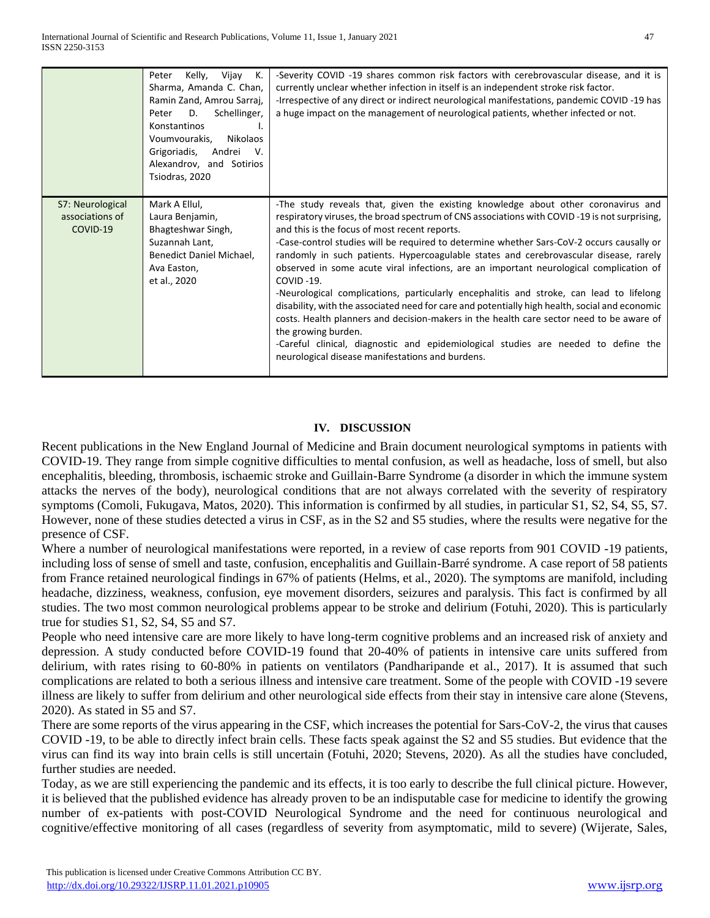| | | |
|---|---|---|
| | Peter Kelly, Vijay K. Sharma, Amanda C. Chan, Ramin Zand, Amrou Sarraj, Peter D. Schellinger, Konstantinos I. Voumvourakis, Nikolaos Grigoriadis, Andrei V. Alexandrov, and Sotirios Tsiodras, 2020 | -Severity COVID -19 shares common risk factors with cerebrovascular disease, and it is currently unclear whether infection in itself is an independent stroke risk factor.<br>-Irrespective of any direct or indirect neurological manifestations, pandemic COVID -19 has a huge impact on the management of neurological patients, whether infected or not. |
| S7: Neurological associations of COVID-19 | Mark A Ellul, Laura Benjamin, Bhagteshwar Singh, Suzannah Lant, Benedict Daniel Michael, Ava Easton, et al., 2020 | -The study reveals that, given the existing knowledge about other coronavirus and respiratory viruses, the broad spectrum of CNS associations with COVID -19 is not surprising, and this is the focus of most recent reports.<br>-Case-control studies will be required to determine whether Sars-CoV-2 occurs causally or randomly in such patients. Hypercoagulable states and cerebrovascular disease, rarely observed in some acute viral infections, are an important neurological complication of COVID -19.<br>-Neurological complications, particularly encephalitis and stroke, can lead to lifelong disability, with the associated need for care and potentially high health, social and economic costs. Health planners and decision-makers in the health care sector need to be aware of the growing burden.<br>-Careful clinical, diagnostic and epidemiological studies are needed to define the neurological disease manifestations and burdens. |

## IV. DISCUSSION

Recent publications in the New England Journal of Medicine and Brain document neurological symptoms in patients with COVID-19. They range from simple cognitive difficulties to mental confusion, as well as headache, loss of smell, but also encephalitis, bleeding, thrombosis, ischaemic stroke and Guillain-Barre Syndrome (a disorder in which the immune system attacks the nerves of the body), neurological conditions that are not always correlated with the severity of respiratory symptoms (Comoli, Fukugava, Matos, 2020). This information is confirmed by all studies, in particular S1, S2, S4, S5, S7. However, none of these studies detected a virus in CSF, as in the S2 and S5 studies, where the results were negative for the presence of CSF.

Where a number of neurological manifestations were reported, in a review of case reports from 901 COVID -19 patients, including loss of sense of smell and taste, confusion, encephalitis and Guillain-Barré syndrome. A case report of 58 patients from France retained neurological findings in 67% of patients (Helms, et al., 2020). The symptoms are manifold, including headache, dizziness, weakness, confusion, eye movement disorders, seizures and paralysis. This fact is confirmed by all studies. The two most common neurological problems appear to be stroke and delirium (Fotuhi, 2020). This is particularly true for studies S1, S2, S4, S5 and S7.

People who need intensive care are more likely to have long-term cognitive problems and an increased risk of anxiety and depression. A study conducted before COVID-19 found that 20-40% of patients in intensive care units suffered from delirium, with rates rising to 60-80% in patients on ventilators (Pandharipande et al., 2017). It is assumed that such complications are related to both a serious illness and intensive care treatment. Some of the people with COVID -19 severe illness are likely to suffer from delirium and other neurological side effects from their stay in intensive care alone (Stevens, 2020). As stated in S5 and S7.

There are some reports of the virus appearing in the CSF, which increases the potential for Sars-CoV-2, the virus that causes COVID -19, to be able to directly infect brain cells. These facts speak against the S2 and S5 studies. But evidence that the virus can find its way into brain cells is still uncertain (Fotuhi, 2020; Stevens, 2020). As all the studies have concluded, further studies are needed.

Today, as we are still experiencing the pandemic and its effects, it is too early to describe the full clinical picture. However, it is believed that the published evidence has already proven to be an indisputable case for medicine to identify the growing number of ex-patients with post-COVID Neurological Syndrome and the need for continuous neurological and cognitive/effective monitoring of all cases (regardless of severity from asymptomatic, mild to severe) (Wijerate, Sales,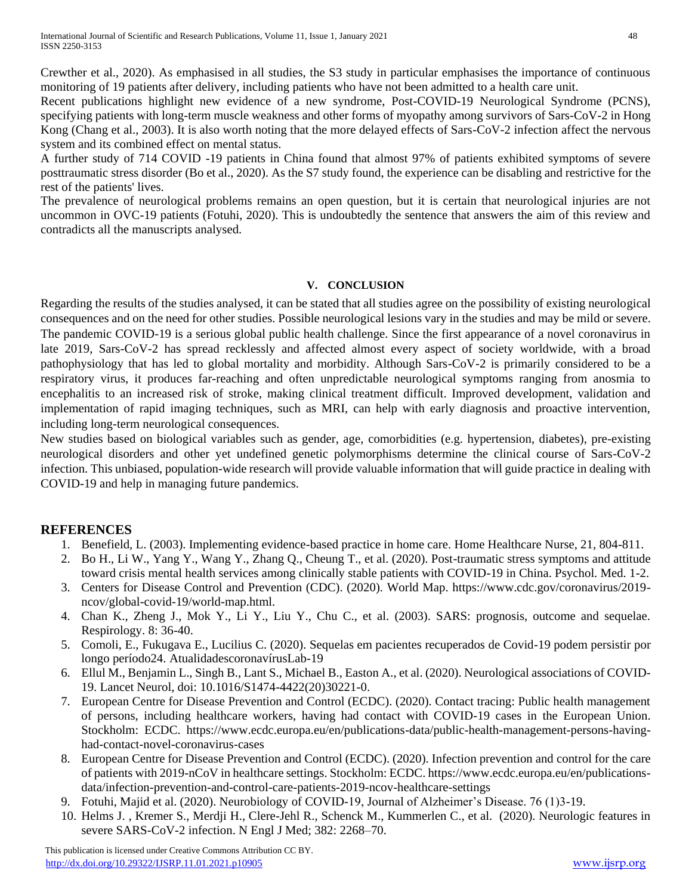Crewther et al., 2020). As emphasised in all studies, the S3 study in particular emphasises the importance of continuous monitoring of 19 patients after delivery, including patients who have not been admitted to a health care unit.

Recent publications highlight new evidence of a new syndrome, Post-COVID-19 Neurological Syndrome (PCNS), specifying patients with long-term muscle weakness and other forms of myopathy among survivors of Sars-CoV-2 in Hong Kong (Chang et al., 2003). It is also worth noting that the more delayed effects of Sars-CoV-2 infection affect the nervous system and its combined effect on mental status.

A further study of 714 COVID -19 patients in China found that almost 97% of patients exhibited symptoms of severe posttraumatic stress disorder (Bo et al., 2020). As the S7 study found, the experience can be disabling and restrictive for the rest of the patients' lives.

The prevalence of neurological problems remains an open question, but it is certain that neurological injuries are not uncommon in OVC-19 patients (Fotuhi, 2020). This is undoubtedly the sentence that answers the aim of this review and contradicts all the manuscripts analysed.

## V. CONCLUSION

Regarding the results of the studies analysed, it can be stated that all studies agree on the possibility of existing neurological consequences and on the need for other studies. Possible neurological lesions vary in the studies and may be mild or severe. The pandemic COVID-19 is a serious global public health challenge. Since the first appearance of a novel coronavirus in late 2019, Sars-CoV-2 has spread recklessly and affected almost every aspect of society worldwide, with a broad pathophysiology that has led to global mortality and morbidity. Although Sars-CoV-2 is primarily considered to be a respiratory virus, it produces far-reaching and often unpredictable neurological symptoms ranging from anosmia to encephalitis to an increased risk of stroke, making clinical treatment difficult. Improved development, validation and implementation of rapid imaging techniques, such as MRI, can help with early diagnosis and proactive intervention, including long-term neurological consequences.

New studies based on biological variables such as gender, age, comorbidities (e.g. hypertension, diabetes), pre-existing neurological disorders and other yet undefined genetic polymorphisms determine the clinical course of Sars-CoV-2 infection. This unbiased, population-wide research will provide valuable information that will guide practice in dealing with COVID-19 and help in managing future pandemics.

## REFERENCES

1. Benefield, L. (2003). Implementing evidence-based practice in home care. Home Healthcare Nurse, 21, 804-811.
2. Bo H., Li W., Yang Y., Wang Y., Zhang Q., Cheung T., et al. (2020). Post-traumatic stress symptoms and attitude toward crisis mental health services among clinically stable patients with COVID-19 in China. Psychol. Med. 1-2.
3. Centers for Disease Control and Prevention (CDC). (2020). World Map. https://www.cdc.gov/coronavirus/2019-ncov/global-covid-19/world-map.html.
4. Chan K., Zheng J., Mok Y., Li Y., Liu Y., Chu C., et al. (2003). SARS: prognosis, outcome and sequelae. Respirology. 8: 36-40.
5. Comoli, E., Fukugava E., Lucilius C. (2020). Sequelas em pacientes recuperados de Covid-19 podem persistir por longo período24. AtualidadescoronavírusLab-19
6. Ellul M., Benjamin L., Singh B., Lant S., Michael B., Easton A., et al. (2020). Neurological associations of COVID-19. Lancet Neurol, doi: 10.1016/S1474-4422(20)30221-0.
7. European Centre for Disease Prevention and Control (ECDC). (2020). Contact tracing: Public health management of persons, including healthcare workers, having had contact with COVID-19 cases in the European Union. Stockholm: ECDC. https://www.ecdc.europa.eu/en/publications-data/public-health-management-persons-having-had-contact-novel-coronavirus-cases
8. European Centre for Disease Prevention and Control (ECDC). (2020). Infection prevention and control for the care of patients with 2019-nCoV in healthcare settings. Stockholm: ECDC. https://www.ecdc.europa.eu/en/publications-data/infection-prevention-and-control-care-patients-2019-ncov-healthcare-settings
9. Fotuhi, Majid et al. (2020). Neurobiology of COVID-19, Journal of Alzheimer's Disease. 76 (1)3-19.
10. Helms J. , Kremer S., Merdji H., Clere-Jehl R., Schenck M., Kummerlen C., et al. (2020). Neurologic features in severe SARS-CoV-2 infection. N Engl J Med; 382: 2268–70.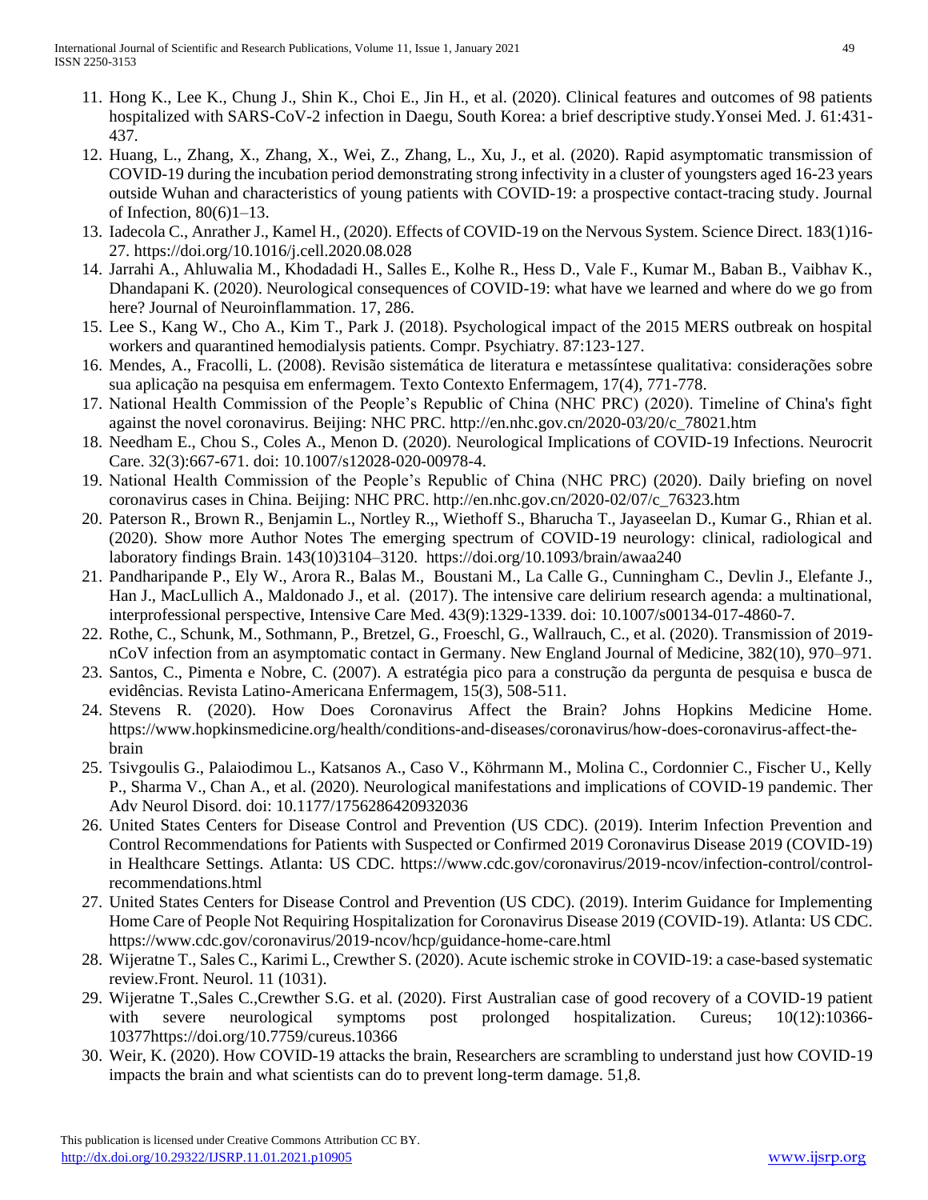11. Hong K., Lee K., Chung J., Shin K., Choi E., Jin H., et al. (2020). Clinical features and outcomes of 98 patients hospitalized with SARS-CoV-2 infection in Daegu, South Korea: a brief descriptive study.Yonsei Med. J. 61:431-437.
12. Huang, L., Zhang, X., Zhang, X., Wei, Z., Zhang, L., Xu, J., et al. (2020). Rapid asymptomatic transmission of COVID-19 during the incubation period demonstrating strong infectivity in a cluster of youngsters aged 16-23 years outside Wuhan and characteristics of young patients with COVID-19: a prospective contact-tracing study. Journal of Infection, 80(6)1–13.
13. Iadecola C., Anrather J., Kamel H., (2020). Effects of COVID-19 on the Nervous System. Science Direct. 183(1)16-27. https://doi.org/10.1016/j.cell.2020.08.028
14. Jarrahi A., Ahluwalia M., Khodadadi H., Salles E., Kolhe R., Hess D., Vale F., Kumar M., Baban B., Vaibhav K., Dhandapani K. (2020). Neurological consequences of COVID-19: what have we learned and where do we go from here? Journal of Neuroinflammation. 17, 286.
15. Lee S., Kang W., Cho A., Kim T., Park J. (2018). Psychological impact of the 2015 MERS outbreak on hospital workers and quarantined hemodialysis patients. Compr. Psychiatry. 87:123-127.
16. Mendes, A., Fracolli, L. (2008). Revisão sistemática de literatura e metassíntese qualitativa: considerações sobre sua aplicação na pesquisa em enfermagem. Texto Contexto Enfermagem, 17(4), 771-778.
17. National Health Commission of the People's Republic of China (NHC PRC) (2020). Timeline of China's fight against the novel coronavirus. Beijing: NHC PRC. http://en.nhc.gov.cn/2020-03/20/c_78021.htm
18. Needham E., Chou S., Coles A., Menon D. (2020). Neurological Implications of COVID-19 Infections. Neurocrit Care. 32(3):667-671. doi: 10.1007/s12028-020-00978-4.
19. National Health Commission of the People's Republic of China (NHC PRC) (2020). Daily briefing on novel coronavirus cases in China. Beijing: NHC PRC. http://en.nhc.gov.cn/2020-02/07/c_76323.htm
20. Paterson R., Brown R., Benjamin L., Nortley R.,, Wiethoff S., Bharucha T., Jayaseelan D., Kumar G., Rhian et al. (2020). Show more Author Notes The emerging spectrum of COVID-19 neurology: clinical, radiological and laboratory findings Brain. 143(10)3104–3120. https://doi.org/10.1093/brain/awaa240
21. Pandharipande P., Ely W., Arora R., Balas M., Boustani M., La Calle G., Cunningham C., Devlin J., Elefante J., Han J., MacLullich A., Maldonado J., et al. (2017). The intensive care delirium research agenda: a multinational, interprofessional perspective, Intensive Care Med. 43(9):1329-1339. doi: 10.1007/s00134-017-4860-7.
22. Rothe, C., Schunk, M., Sothmann, P., Bretzel, G., Froeschl, G., Wallrauch, C., et al. (2020). Transmission of 2019-nCoV infection from an asymptomatic contact in Germany. New England Journal of Medicine, 382(10), 970–971.
23. Santos, C., Pimenta e Nobre, C. (2007). A estratégia pico para a construção da pergunta de pesquisa e busca de evidências. Revista Latino-Americana Enfermagem, 15(3), 508-511.
24. Stevens R. (2020). How Does Coronavirus Affect the Brain? Johns Hopkins Medicine Home. https://www.hopkinsmedicine.org/health/conditions-and-diseases/coronavirus/how-does-coronavirus-affect-the-brain
25. Tsivgoulis G., Palaiodimou L., Katsanos A., Caso V., Köhrmann M., Molina C., Cordonnier C., Fischer U., Kelly P., Sharma V., Chan A., et al. (2020). Neurological manifestations and implications of COVID-19 pandemic. Ther Adv Neurol Disord. doi: 10.1177/1756286420932036
26. United States Centers for Disease Control and Prevention (US CDC). (2019). Interim Infection Prevention and Control Recommendations for Patients with Suspected or Confirmed 2019 Coronavirus Disease 2019 (COVID-19) in Healthcare Settings. Atlanta: US CDC. https://www.cdc.gov/coronavirus/2019-ncov/infection-control/control-recommendations.html
27. United States Centers for Disease Control and Prevention (US CDC). (2019). Interim Guidance for Implementing Home Care of People Not Requiring Hospitalization for Coronavirus Disease 2019 (COVID-19). Atlanta: US CDC. https://www.cdc.gov/coronavirus/2019-ncov/hcp/guidance-home-care.html
28. Wijeratne T., Sales C., Karimi L., Crewther S. (2020). Acute ischemic stroke in COVID-19: a case-based systematic review.Front. Neurol. 11 (1031).
29. Wijeratne T.,Sales C.,Crewther S.G. et al. (2020). First Australian case of good recovery of a COVID-19 patient with severe neurological symptoms post prolonged hospitalization. Cureus; 10(12):10366-10377https://doi.org/10.7759/cureus.10366
30. Weir, K. (2020). How COVID-19 attacks the brain, Researchers are scrambling to understand just how COVID-19 impacts the brain and what scientists can do to prevent long-term damage. 51,8.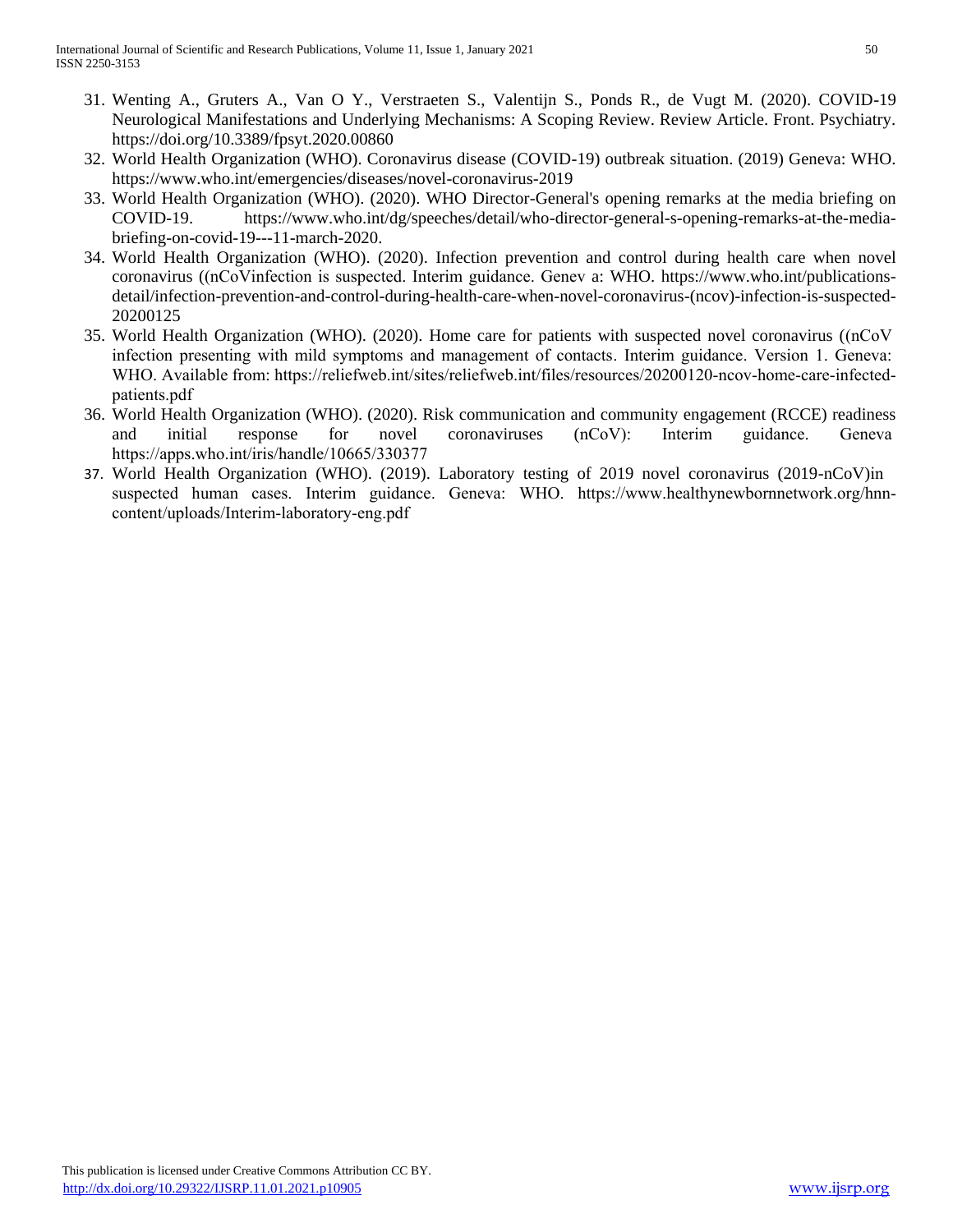31. Wenting A., Gruters A., Van O Y., Verstraeten S., Valentijn S., Ponds R., de Vugt M. (2020). COVID-19 Neurological Manifestations and Underlying Mechanisms: A Scoping Review. Review Article. Front. Psychiatry. https://doi.org/10.3389/fpsyt.2020.00860
32. World Health Organization (WHO). Coronavirus disease (COVID-19) outbreak situation. (2019) Geneva: WHO. https://www.who.int/emergencies/diseases/novel-coronavirus-2019
33. World Health Organization (WHO). (2020). WHO Director-General's opening remarks at the media briefing on COVID-19. https://www.who.int/dg/speeches/detail/who-director-general-s-opening-remarks-at-the-media-briefing-on-covid-19---11-march-2020.
34. World Health Organization (WHO). (2020). Infection prevention and control during health care when novel coronavirus ((nCoVinfection is suspected. Interim guidance. Genev a: WHO. https://www.who.int/publications-detail/infection-prevention-and-control-during-health-care-when-novel-coronavirus-(ncov)-infection-is-suspected-20200125
35. World Health Organization (WHO). (2020). Home care for patients with suspected novel coronavirus ((nCoV infection presenting with mild symptoms and management of contacts. Interim guidance. Version 1. Geneva: WHO. Available from: https://reliefweb.int/sites/reliefweb.int/files/resources/20200120-ncov-home-care-infected-patients.pdf
36. World Health Organization (WHO). (2020). Risk communication and community engagement (RCCE) readiness and initial response for novel coronaviruses (nCoV): Interim guidance. Geneva https://apps.who.int/iris/handle/10665/330377
37. World Health Organization (WHO). (2019). Laboratory testing of 2019 novel coronavirus (2019-nCoV)in suspected human cases. Interim guidance. Geneva: WHO. https://www.healthynewbornnetwork.org/hnn-content/uploads/Interim-laboratory-eng.pdf